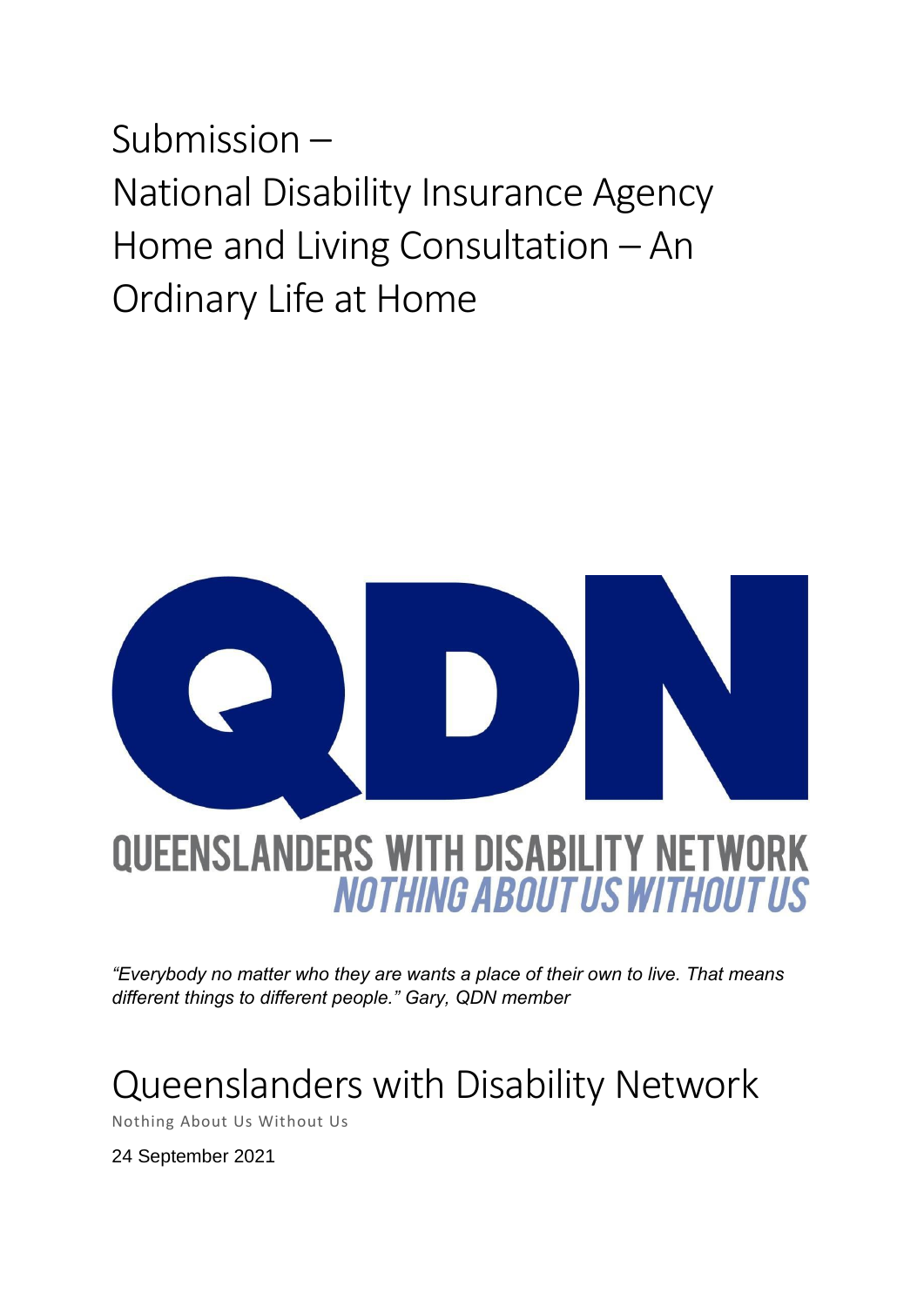# Submission – National Disability Insurance Agency Home and Living Consultation – An Ordinary Life at Home

QUEENSLANDERS WITH DISABILITY NETWORK

NOTHING ABOUT US WITHOUT US

*"Everybody no matter who they are wants a place of their own to live. That means different things to different people." Gary, QDN member*

## Queenslanders with Disability Network

Nothing About Us Without Us

24 September 2021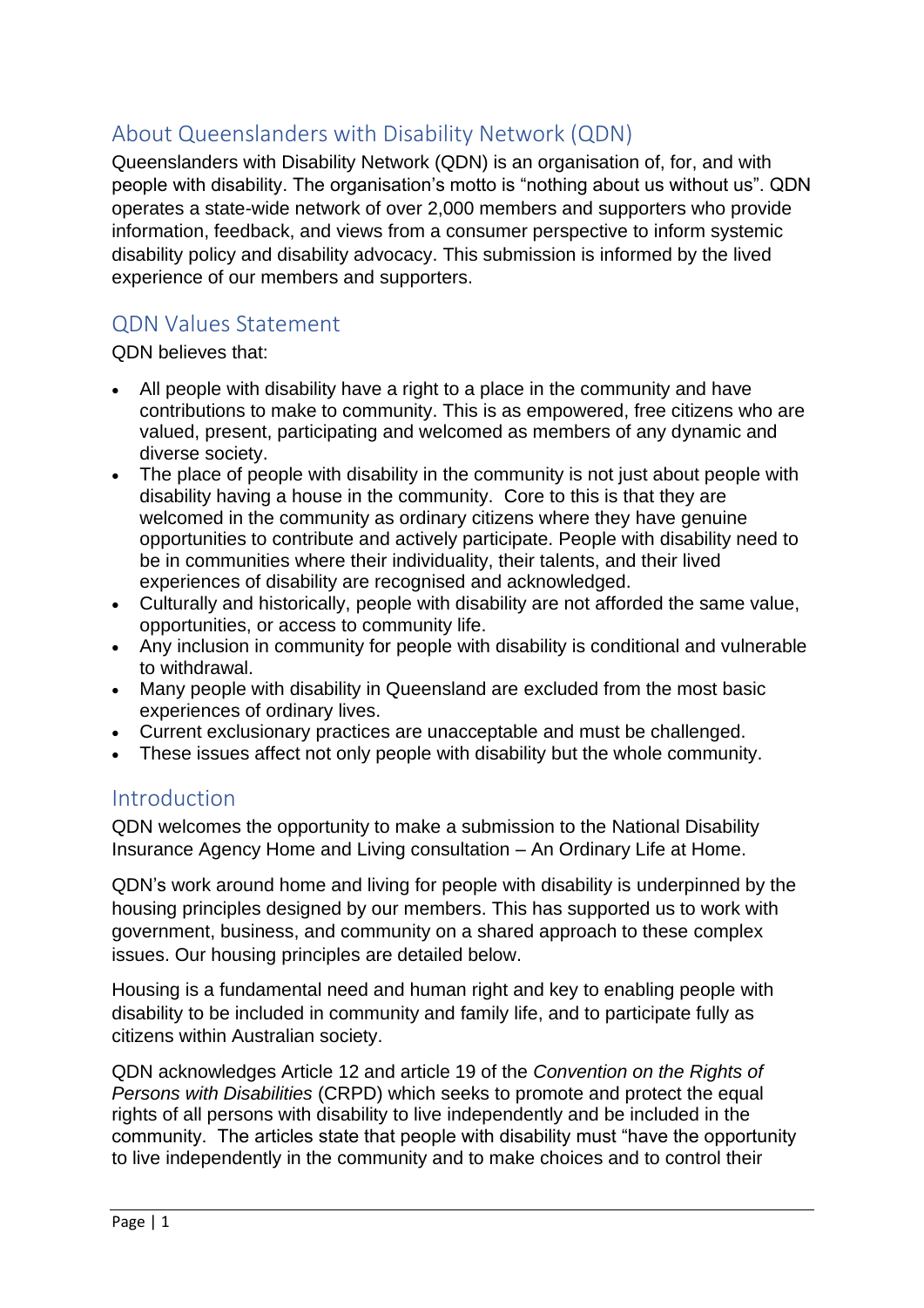## About Queenslanders with Disability Network (QDN)

Queenslanders with Disability Network (QDN) is an organisation of, for, and with people with disability. The organisation's motto is "nothing about us without us". QDN operates a state-wide network of over 2,000 members and supporters who provide information, feedback, and views from a consumer perspective to inform systemic disability policy and disability advocacy. This submission is informed by the lived experience of our members and supporters.

## QDN Values Statement

QDN believes that:

- All people with disability have a right to a place in the community and have contributions to make to community. This is as empowered, free citizens who are valued, present, participating and welcomed as members of any dynamic and diverse society.
- The place of people with disability in the community is not just about people with disability having a house in the community. Core to this is that they are welcomed in the community as ordinary citizens where they have genuine opportunities to contribute and actively participate. People with disability need to be in communities where their individuality, their talents, and their lived experiences of disability are recognised and acknowledged.
- Culturally and historically, people with disability are not afforded the same value, opportunities, or access to community life.
- Any inclusion in community for people with disability is conditional and vulnerable to withdrawal.
- Many people with disability in Queensland are excluded from the most basic experiences of ordinary lives.
- Current exclusionary practices are unacceptable and must be challenged.
- These issues affect not only people with disability but the whole community.

## Introduction

QDN welcomes the opportunity to make a submission to the National Disability Insurance Agency Home and Living consultation – An Ordinary Life at Home.

QDN's work around home and living for people with disability is underpinned by the housing principles designed by our members. This has supported us to work with government, business, and community on a shared approach to these complex issues. Our housing principles are detailed below.

Housing is a fundamental need and human right and key to enabling people with disability to be included in community and family life, and to participate fully as citizens within Australian society.

QDN acknowledges Article 12 and article 19 of the *Convention on the Rights of Persons with Disabilities* (CRPD) which seeks to promote and protect the equal rights of all persons with disability to live independently and be included in the community. The articles state that people with disability must "have the opportunity to live independently in the community and to make choices and to control their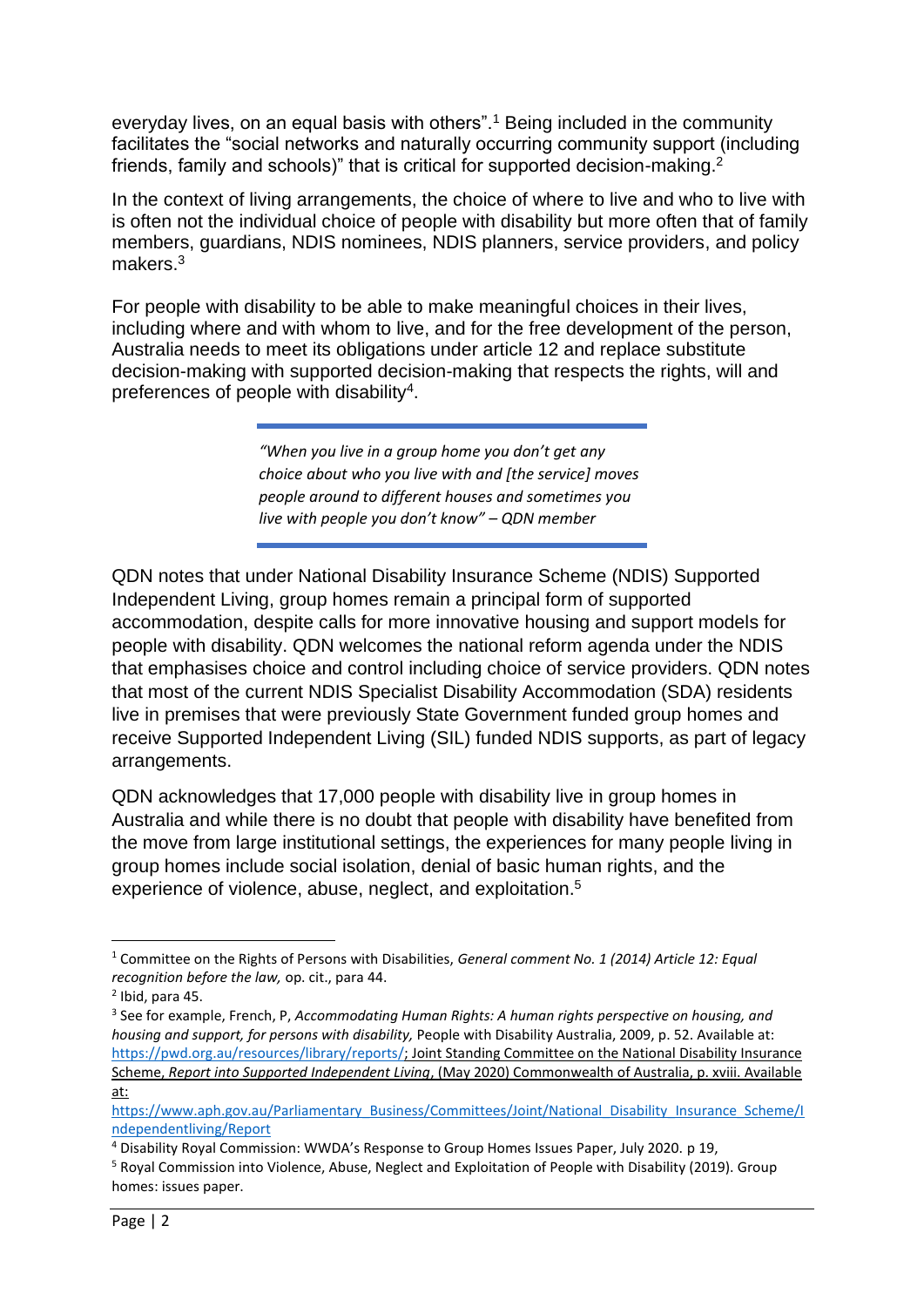everyday lives, on an equal basis with others".[1] Being included in the community facilitates the "social networks and naturally occurring community support (including friends, family and schools)" that is critical for supported decision-making.[2]

In the context of living arrangements, the choice of where to live and who to live with is often not the individual choice of people with disability but more often that of family members, guardians, NDIS nominees, NDIS planners, service providers, and policy makers.[3]

For people with disability to be able to make meaningful choices in their lives, including where and with whom to live, and for the free development of the person, Australia needs to meet its obligations under article 12 and replace substitute decision-making with supported decision-making that respects the rights, will and preferences of people with disability[4].

> *"When you live in a group home you don't get any choice about who you live with and [the service] moves people around to different houses and sometimes you live with people you don't know" – QDN member*

QDN notes that under National Disability Insurance Scheme (NDIS) Supported Independent Living, group homes remain a principal form of supported accommodation, despite calls for more innovative housing and support models for people with disability. QDN welcomes the national reform agenda under the NDIS that emphasises choice and control including choice of service providers. QDN notes that most of the current NDIS Specialist Disability Accommodation (SDA) residents live in premises that were previously State Government funded group homes and receive Supported Independent Living (SIL) funded NDIS supports, as part of legacy arrangements.

QDN acknowledges that 17,000 people with disability live in group homes in Australia and while there is no doubt that people with disability have benefited from the move from large institutional settings, the experiences for many people living in group homes include social isolation, denial of basic human rights, and the experience of violence, abuse, neglect, and exploitation.[5]

---

[1] Committee on the Rights of Persons with Disabilities, *General comment No. 1 (2014) Article 12: Equal recognition before the law,* op. cit., para 44.

[2] Ibid, para 45.

[3] See for example, French, P, *Accommodating Human Rights: A human rights perspective on housing, and housing and support, for persons with disability,* People with Disability Australia, 2009, p. 52. Available at: https://pwd.org.au/resources/library/reports/; Joint Standing Committee on the National Disability Insurance Scheme, *Report into Supported Independent Living*, (May 2020) Commonwealth of Australia, p. xviii. Available at: https://www.aph.gov.au/Parliamentary_Business/Committees/Joint/National_Disability_Insurance_Scheme/Independentliving/Report

[4] Disability Royal Commission: WWDA's Response to Group Homes Issues Paper, July 2020. p 19,

[5] Royal Commission into Violence, Abuse, Neglect and Exploitation of People with Disability (2019). Group homes: issues paper.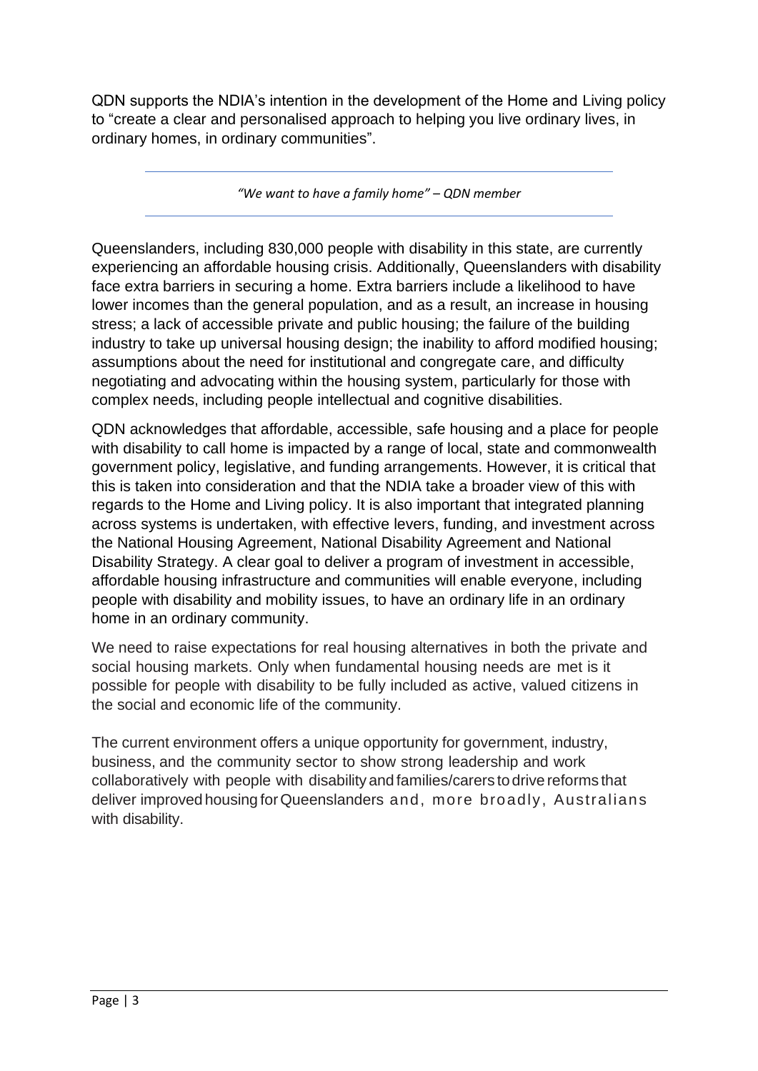QDN supports the NDIA's intention in the development of the Home and Living policy to "create a clear and personalised approach to helping you live ordinary lives, in ordinary homes, in ordinary communities".

*"We want to have a family home" – QDN member*

Queenslanders, including 830,000 people with disability in this state, are currently experiencing an affordable housing crisis. Additionally, Queenslanders with disability face extra barriers in securing a home. Extra barriers include a likelihood to have lower incomes than the general population, and as a result, an increase in housing stress; a lack of accessible private and public housing; the failure of the building industry to take up universal housing design; the inability to afford modified housing; assumptions about the need for institutional and congregate care, and difficulty negotiating and advocating within the housing system, particularly for those with complex needs, including people intellectual and cognitive disabilities.

QDN acknowledges that affordable, accessible, safe housing and a place for people with disability to call home is impacted by a range of local, state and commonwealth government policy, legislative, and funding arrangements. However, it is critical that this is taken into consideration and that the NDIA take a broader view of this with regards to the Home and Living policy. It is also important that integrated planning across systems is undertaken, with effective levers, funding, and investment across the National Housing Agreement, National Disability Agreement and National Disability Strategy. A clear goal to deliver a program of investment in accessible, affordable housing infrastructure and communities will enable everyone, including people with disability and mobility issues, to have an ordinary life in an ordinary home in an ordinary community.

We need to raise expectations for real housing alternatives in both the private and social housing markets. Only when fundamental housing needs are met is it possible for people with disability to be fully included as active, valued citizens in the social and economic life of the community.

The current environment offers a unique opportunity for government, industry, business, and the community sector to show strong leadership and work collaboratively with people with disability and families/carers to drive reforms that deliver improved housing for Queenslanders and, more broadly, Australians with disability.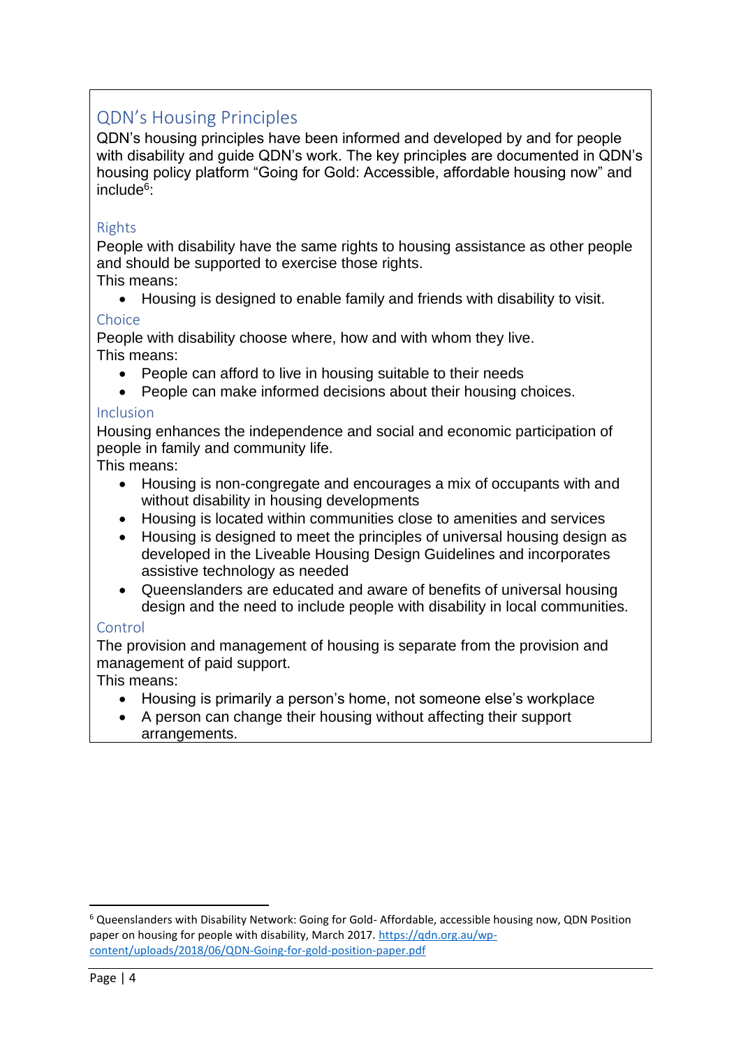## QDN's Housing Principles

QDN's housing principles have been informed and developed by and for people with disability and guide QDN's work. The key principles are documented in QDN's housing policy platform "Going for Gold: Accessible, affordable housing now" and include[6]:

### Rights

People with disability have the same rights to housing assistance as other people and should be supported to exercise those rights.
This means:

- Housing is designed to enable family and friends with disability to visit.

### Choice

People with disability choose where, how and with whom they live.
This means:

- People can afford to live in housing suitable to their needs
- People can make informed decisions about their housing choices.

### Inclusion

Housing enhances the independence and social and economic participation of people in family and community life.
This means:

- Housing is non-congregate and encourages a mix of occupants with and without disability in housing developments
- Housing is located within communities close to amenities and services
- Housing is designed to meet the principles of universal housing design as developed in the Liveable Housing Design Guidelines and incorporates assistive technology as needed
- Queenslanders are educated and aware of benefits of universal housing design and the need to include people with disability in local communities.

### Control

The provision and management of housing is separate from the provision and management of paid support.
This means:

- Housing is primarily a person's home, not someone else's workplace
- A person can change their housing without affecting their support arrangements.

---

[6] Queenslanders with Disability Network: Going for Gold- Affordable, accessible housing now, QDN Position paper on housing for people with disability, March 2017. https://qdn.org.au/wp-content/uploads/2018/06/QDN-Going-for-gold-position-paper.pdf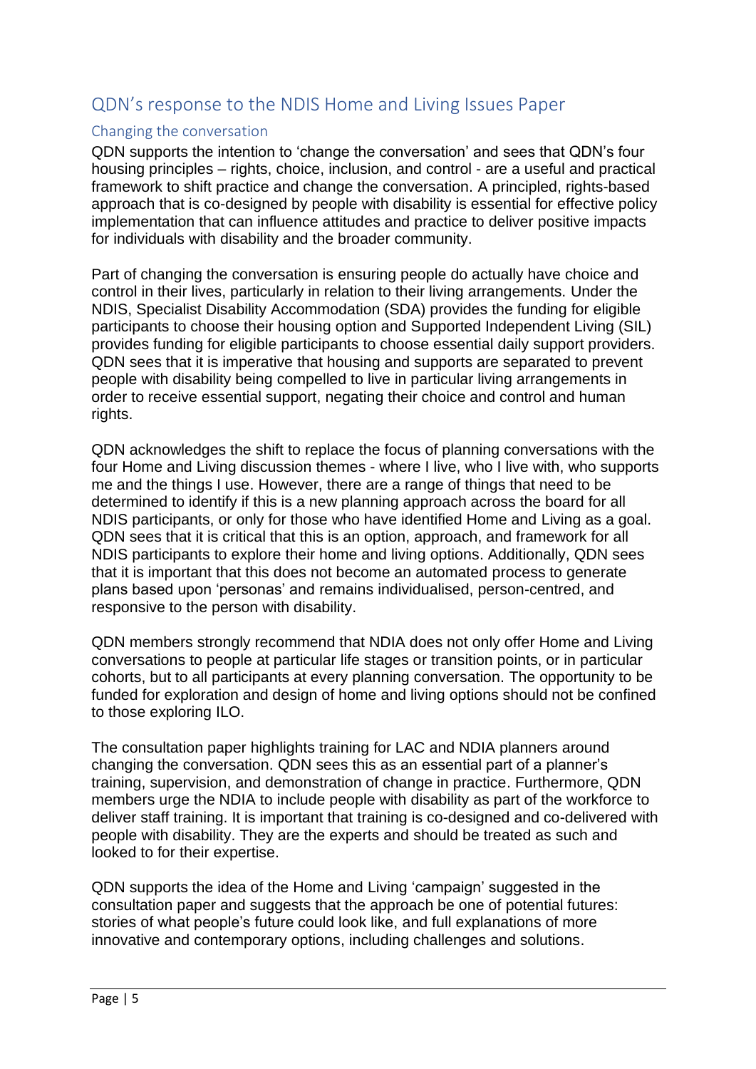## QDN's response to the NDIS Home and Living Issues Paper

### Changing the conversation

QDN supports the intention to 'change the conversation' and sees that QDN's four housing principles – rights, choice, inclusion, and control - are a useful and practical framework to shift practice and change the conversation. A principled, rights-based approach that is co-designed by people with disability is essential for effective policy implementation that can influence attitudes and practice to deliver positive impacts for individuals with disability and the broader community.

Part of changing the conversation is ensuring people do actually have choice and control in their lives, particularly in relation to their living arrangements. Under the NDIS, Specialist Disability Accommodation (SDA) provides the funding for eligible participants to choose their housing option and Supported Independent Living (SIL) provides funding for eligible participants to choose essential daily support providers. QDN sees that it is imperative that housing and supports are separated to prevent people with disability being compelled to live in particular living arrangements in order to receive essential support, negating their choice and control and human rights.

QDN acknowledges the shift to replace the focus of planning conversations with the four Home and Living discussion themes - where I live, who I live with, who supports me and the things I use. However, there are a range of things that need to be determined to identify if this is a new planning approach across the board for all NDIS participants, or only for those who have identified Home and Living as a goal. QDN sees that it is critical that this is an option, approach, and framework for all NDIS participants to explore their home and living options. Additionally, QDN sees that it is important that this does not become an automated process to generate plans based upon 'personas' and remains individualised, person-centred, and responsive to the person with disability.

QDN members strongly recommend that NDIA does not only offer Home and Living conversations to people at particular life stages or transition points, or in particular cohorts, but to all participants at every planning conversation. The opportunity to be funded for exploration and design of home and living options should not be confined to those exploring ILO.

The consultation paper highlights training for LAC and NDIA planners around changing the conversation. QDN sees this as an essential part of a planner's training, supervision, and demonstration of change in practice. Furthermore, QDN members urge the NDIA to include people with disability as part of the workforce to deliver staff training. It is important that training is co-designed and co-delivered with people with disability. They are the experts and should be treated as such and looked to for their expertise.

QDN supports the idea of the Home and Living 'campaign' suggested in the consultation paper and suggests that the approach be one of potential futures: stories of what people's future could look like, and full explanations of more innovative and contemporary options, including challenges and solutions.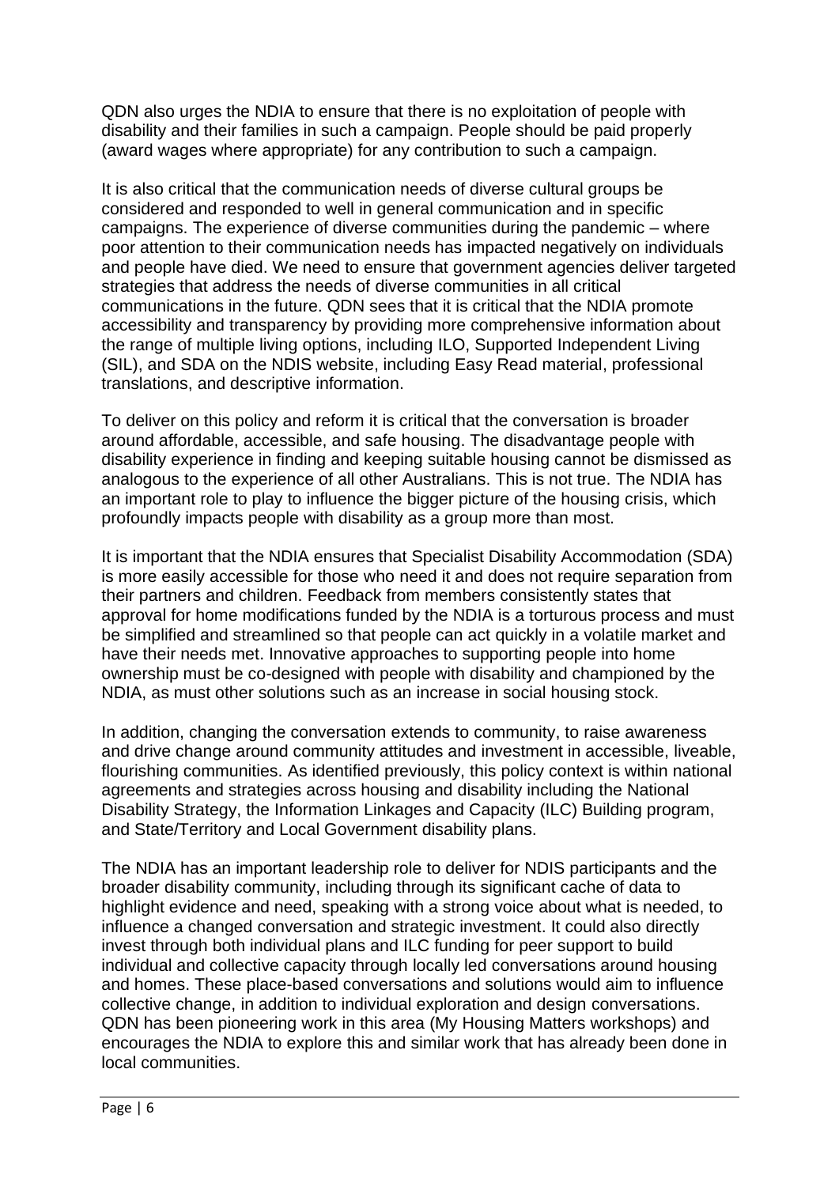QDN also urges the NDIA to ensure that there is no exploitation of people with disability and their families in such a campaign. People should be paid properly (award wages where appropriate) for any contribution to such a campaign.

It is also critical that the communication needs of diverse cultural groups be considered and responded to well in general communication and in specific campaigns. The experience of diverse communities during the pandemic – where poor attention to their communication needs has impacted negatively on individuals and people have died. We need to ensure that government agencies deliver targeted strategies that address the needs of diverse communities in all critical communications in the future. QDN sees that it is critical that the NDIA promote accessibility and transparency by providing more comprehensive information about the range of multiple living options, including ILO, Supported Independent Living (SIL), and SDA on the NDIS website, including Easy Read material, professional translations, and descriptive information.

To deliver on this policy and reform it is critical that the conversation is broader around affordable, accessible, and safe housing. The disadvantage people with disability experience in finding and keeping suitable housing cannot be dismissed as analogous to the experience of all other Australians. This is not true. The NDIA has an important role to play to influence the bigger picture of the housing crisis, which profoundly impacts people with disability as a group more than most.

It is important that the NDIA ensures that Specialist Disability Accommodation (SDA) is more easily accessible for those who need it and does not require separation from their partners and children. Feedback from members consistently states that approval for home modifications funded by the NDIA is a torturous process and must be simplified and streamlined so that people can act quickly in a volatile market and have their needs met. Innovative approaches to supporting people into home ownership must be co-designed with people with disability and championed by the NDIA, as must other solutions such as an increase in social housing stock.

In addition, changing the conversation extends to community, to raise awareness and drive change around community attitudes and investment in accessible, liveable, flourishing communities. As identified previously, this policy context is within national agreements and strategies across housing and disability including the National Disability Strategy, the Information Linkages and Capacity (ILC) Building program, and State/Territory and Local Government disability plans.

The NDIA has an important leadership role to deliver for NDIS participants and the broader disability community, including through its significant cache of data to highlight evidence and need, speaking with a strong voice about what is needed, to influence a changed conversation and strategic investment. It could also directly invest through both individual plans and ILC funding for peer support to build individual and collective capacity through locally led conversations around housing and homes. These place-based conversations and solutions would aim to influence collective change, in addition to individual exploration and design conversations. QDN has been pioneering work in this area (My Housing Matters workshops) and encourages the NDIA to explore this and similar work that has already been done in local communities.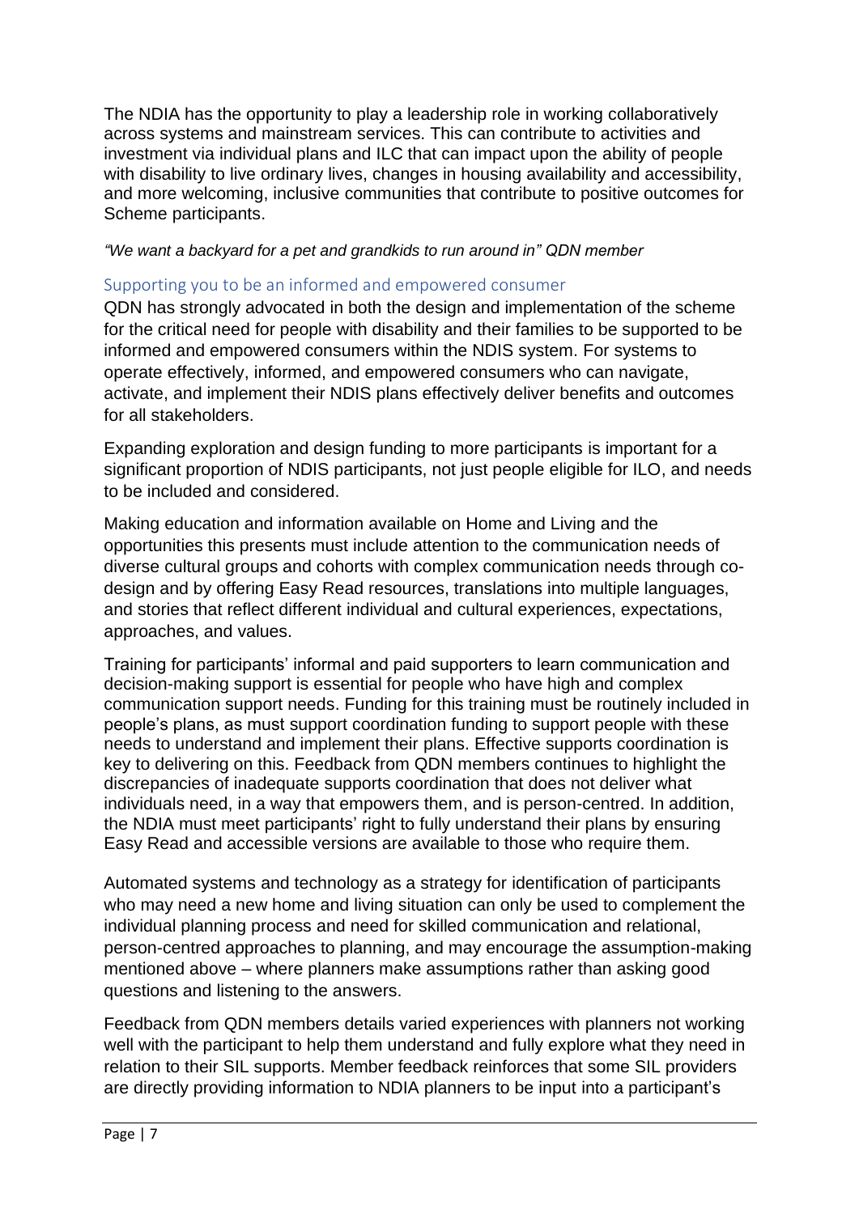The NDIA has the opportunity to play a leadership role in working collaboratively across systems and mainstream services. This can contribute to activities and investment via individual plans and ILC that can impact upon the ability of people with disability to live ordinary lives, changes in housing availability and accessibility, and more welcoming, inclusive communities that contribute to positive outcomes for Scheme participants.

*"We want a backyard for a pet and grandkids to run around in" QDN member*

### Supporting you to be an informed and empowered consumer

QDN has strongly advocated in both the design and implementation of the scheme for the critical need for people with disability and their families to be supported to be informed and empowered consumers within the NDIS system. For systems to operate effectively, informed, and empowered consumers who can navigate, activate, and implement their NDIS plans effectively deliver benefits and outcomes for all stakeholders.

Expanding exploration and design funding to more participants is important for a significant proportion of NDIS participants, not just people eligible for ILO, and needs to be included and considered.

Making education and information available on Home and Living and the opportunities this presents must include attention to the communication needs of diverse cultural groups and cohorts with complex communication needs through co-design and by offering Easy Read resources, translations into multiple languages, and stories that reflect different individual and cultural experiences, expectations, approaches, and values.

Training for participants' informal and paid supporters to learn communication and decision-making support is essential for people who have high and complex communication support needs. Funding for this training must be routinely included in people's plans, as must support coordination funding to support people with these needs to understand and implement their plans. Effective supports coordination is key to delivering on this. Feedback from QDN members continues to highlight the discrepancies of inadequate supports coordination that does not deliver what individuals need, in a way that empowers them, and is person-centred. In addition, the NDIA must meet participants' right to fully understand their plans by ensuring Easy Read and accessible versions are available to those who require them.

Automated systems and technology as a strategy for identification of participants who may need a new home and living situation can only be used to complement the individual planning process and need for skilled communication and relational, person-centred approaches to planning, and may encourage the assumption-making mentioned above – where planners make assumptions rather than asking good questions and listening to the answers.

Feedback from QDN members details varied experiences with planners not working well with the participant to help them understand and fully explore what they need in relation to their SIL supports. Member feedback reinforces that some SIL providers are directly providing information to NDIA planners to be input into a participant's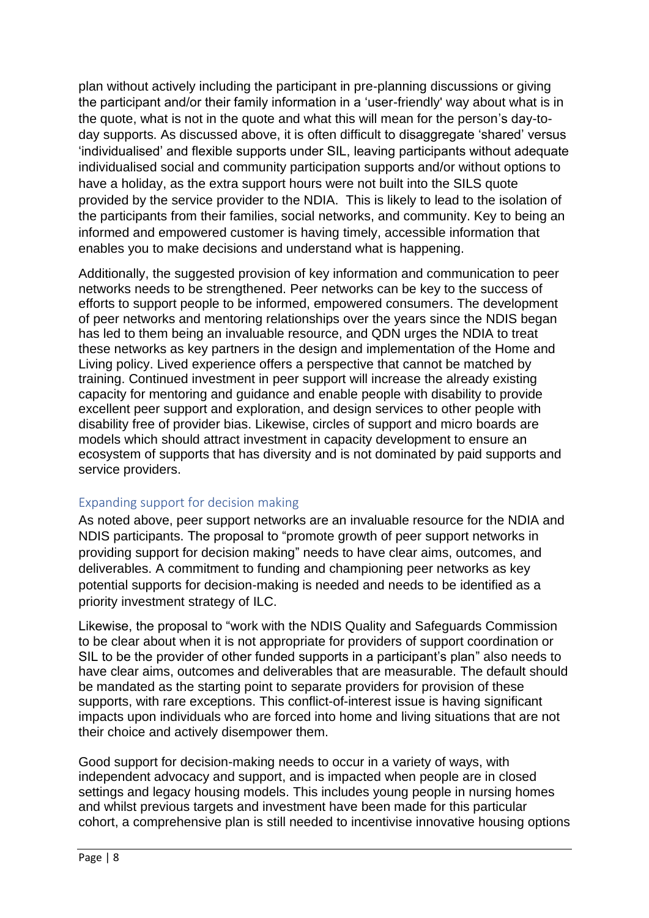plan without actively including the participant in pre-planning discussions or giving the participant and/or their family information in a 'user-friendly' way about what is in the quote, what is not in the quote and what this will mean for the person's day-to-day supports. As discussed above, it is often difficult to disaggregate 'shared' versus 'individualised' and flexible supports under SIL, leaving participants without adequate individualised social and community participation supports and/or without options to have a holiday, as the extra support hours were not built into the SILS quote provided by the service provider to the NDIA. This is likely to lead to the isolation of the participants from their families, social networks, and community. Key to being an informed and empowered customer is having timely, accessible information that enables you to make decisions and understand what is happening.

Additionally, the suggested provision of key information and communication to peer networks needs to be strengthened. Peer networks can be key to the success of efforts to support people to be informed, empowered consumers. The development of peer networks and mentoring relationships over the years since the NDIS began has led to them being an invaluable resource, and QDN urges the NDIA to treat these networks as key partners in the design and implementation of the Home and Living policy. Lived experience offers a perspective that cannot be matched by training. Continued investment in peer support will increase the already existing capacity for mentoring and guidance and enable people with disability to provide excellent peer support and exploration, and design services to other people with disability free of provider bias. Likewise, circles of support and micro boards are models which should attract investment in capacity development to ensure an ecosystem of supports that has diversity and is not dominated by paid supports and service providers.

## Expanding support for decision making

As noted above, peer support networks are an invaluable resource for the NDIA and NDIS participants. The proposal to "promote growth of peer support networks in providing support for decision making" needs to have clear aims, outcomes, and deliverables. A commitment to funding and championing peer networks as key potential supports for decision-making is needed and needs to be identified as a priority investment strategy of ILC.

Likewise, the proposal to "work with the NDIS Quality and Safeguards Commission to be clear about when it is not appropriate for providers of support coordination or SIL to be the provider of other funded supports in a participant's plan" also needs to have clear aims, outcomes and deliverables that are measurable. The default should be mandated as the starting point to separate providers for provision of these supports, with rare exceptions. This conflict-of-interest issue is having significant impacts upon individuals who are forced into home and living situations that are not their choice and actively disempower them.

Good support for decision-making needs to occur in a variety of ways, with independent advocacy and support, and is impacted when people are in closed settings and legacy housing models. This includes young people in nursing homes and whilst previous targets and investment have been made for this particular cohort, a comprehensive plan is still needed to incentivise innovative housing options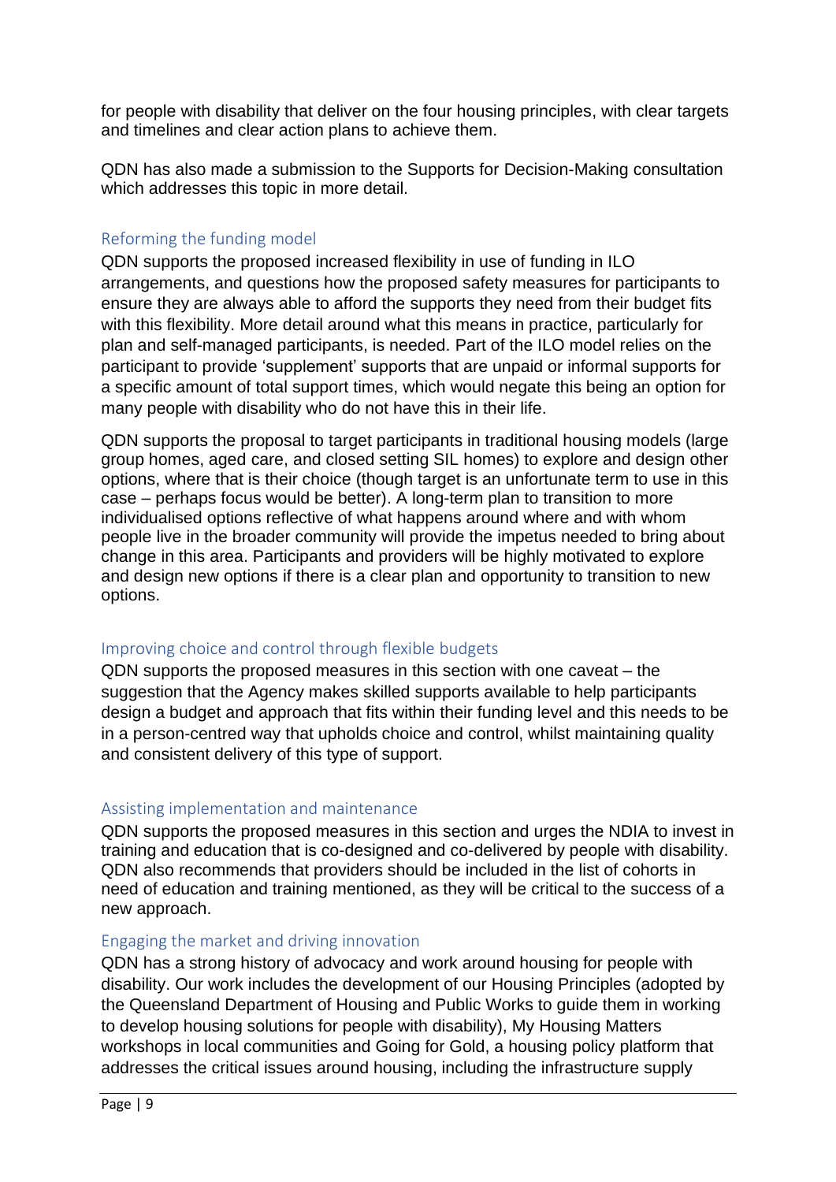for people with disability that deliver on the four housing principles, with clear targets and timelines and clear action plans to achieve them.

QDN has also made a submission to the Supports for Decision-Making consultation which addresses this topic in more detail.

### Reforming the funding model

QDN supports the proposed increased flexibility in use of funding in ILO arrangements, and questions how the proposed safety measures for participants to ensure they are always able to afford the supports they need from their budget fits with this flexibility. More detail around what this means in practice, particularly for plan and self-managed participants, is needed. Part of the ILO model relies on the participant to provide 'supplement' supports that are unpaid or informal supports for a specific amount of total support times, which would negate this being an option for many people with disability who do not have this in their life.

QDN supports the proposal to target participants in traditional housing models (large group homes, aged care, and closed setting SIL homes) to explore and design other options, where that is their choice (though target is an unfortunate term to use in this case – perhaps focus would be better). A long-term plan to transition to more individualised options reflective of what happens around where and with whom people live in the broader community will provide the impetus needed to bring about change in this area. Participants and providers will be highly motivated to explore and design new options if there is a clear plan and opportunity to transition to new options.

### Improving choice and control through flexible budgets

QDN supports the proposed measures in this section with one caveat – the suggestion that the Agency makes skilled supports available to help participants design a budget and approach that fits within their funding level and this needs to be in a person-centred way that upholds choice and control, whilst maintaining quality and consistent delivery of this type of support.

### Assisting implementation and maintenance

QDN supports the proposed measures in this section and urges the NDIA to invest in training and education that is co-designed and co-delivered by people with disability. QDN also recommends that providers should be included in the list of cohorts in need of education and training mentioned, as they will be critical to the success of a new approach.

### Engaging the market and driving innovation

QDN has a strong history of advocacy and work around housing for people with disability. Our work includes the development of our Housing Principles (adopted by the Queensland Department of Housing and Public Works to guide them in working to develop housing solutions for people with disability), My Housing Matters workshops in local communities and Going for Gold, a housing policy platform that addresses the critical issues around housing, including the infrastructure supply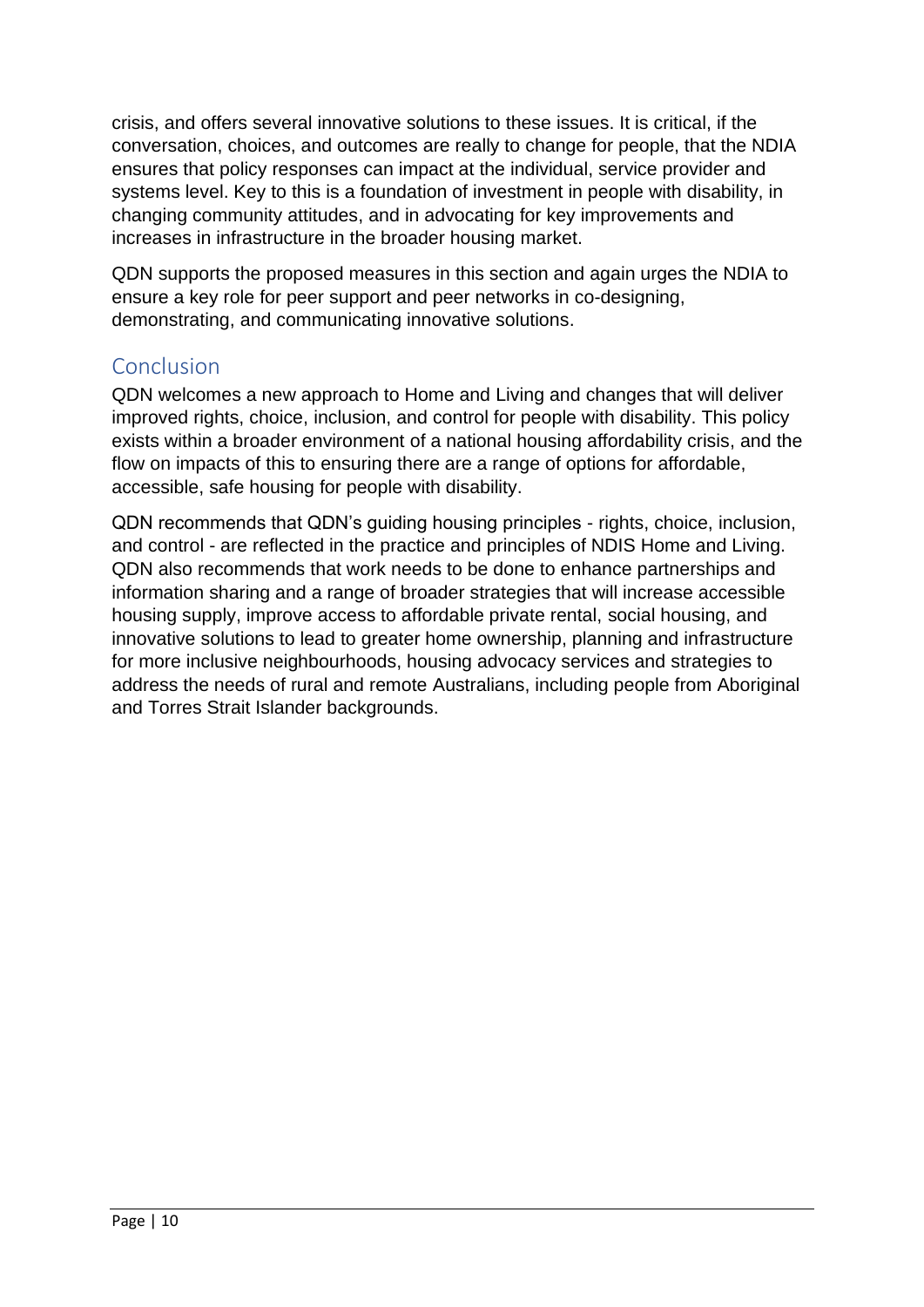crisis, and offers several innovative solutions to these issues. It is critical, if the conversation, choices, and outcomes are really to change for people, that the NDIA ensures that policy responses can impact at the individual, service provider and systems level. Key to this is a foundation of investment in people with disability, in changing community attitudes, and in advocating for key improvements and increases in infrastructure in the broader housing market.

QDN supports the proposed measures in this section and again urges the NDIA to ensure a key role for peer support and peer networks in co-designing, demonstrating, and communicating innovative solutions.

## Conclusion

QDN welcomes a new approach to Home and Living and changes that will deliver improved rights, choice, inclusion, and control for people with disability. This policy exists within a broader environment of a national housing affordability crisis, and the flow on impacts of this to ensuring there are a range of options for affordable, accessible, safe housing for people with disability.

QDN recommends that QDN's guiding housing principles - rights, choice, inclusion, and control - are reflected in the practice and principles of NDIS Home and Living. QDN also recommends that work needs to be done to enhance partnerships and information sharing and a range of broader strategies that will increase accessible housing supply, improve access to affordable private rental, social housing, and innovative solutions to lead to greater home ownership, planning and infrastructure for more inclusive neighbourhoods, housing advocacy services and strategies to address the needs of rural and remote Australians, including people from Aboriginal and Torres Strait Islander backgrounds.